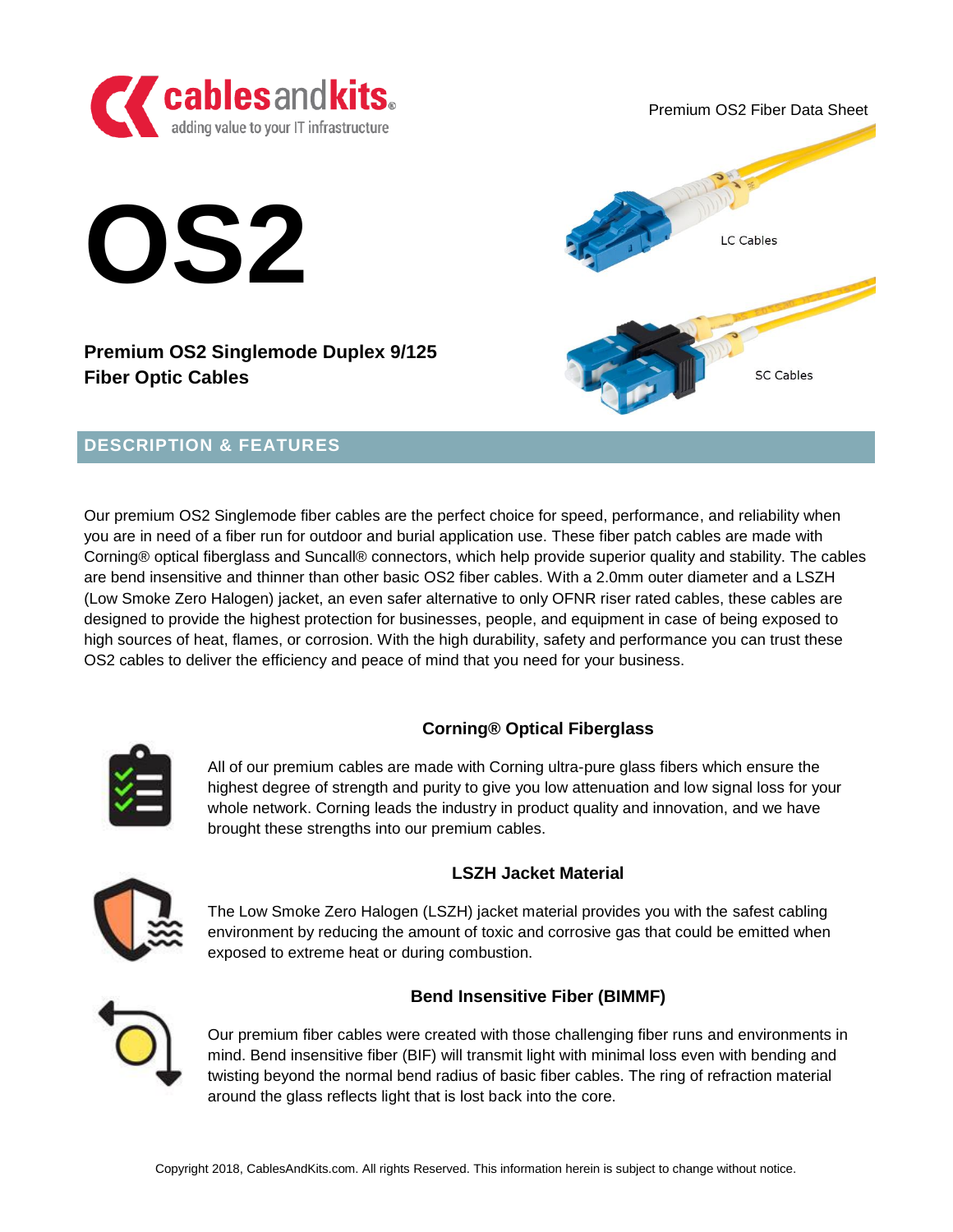Premium OS2 Fiber Data Sheet

# OS2

**Premium OS2 Singlemode Duplex 9/125 Fiber Optic Cables**

LC Cables

SC Cables

## DESCRIPTION & FEATURES

Our premium OS2 Singlemode fiber cables are the perfect choice for speed, performance, and reliability when you are in need of a fiber run for outdoor and burial application use. These fiber patch cables are made with Corning® optical fiberglass and Suncall® connectors, which help provide superior quality and stability. The cables are bend insensitive and thinner than other basic OS2 fiber cables. With a 2.0mm outer diameter and a LSZH (Low Smoke Zero Halogen) jacket, an even safer alternative to only OFNR riser rated cables, these cables are designed to provide the highest protection for businesses, people, and equipment in case of being exposed to high sources of heat, flames, or corrosion. With the high durability, safety and performance you can trust these OS2 cables to deliver the efficiency and peace of mind that you need for your business.

### Corning® Optical Fiberglass

All of our premium cables are made with Corning ultra-pure glass fibers which ensure the highest degree of strength and purity to give you low attenuation and low signal loss for your whole network. Corning leads the industry in product quality and innovation, and we have brought these strengths into our premium cables.

### LSZH Jacket Material

The Low Smoke Zero Halogen (LSZH) jacket material provides you with the safest cabling environment by reducing the amount of toxic and corrosive gas that could be emitted when exposed to extreme heat or during combustion.

### Bend Insensitive Fiber (BIMMF)

Our premium fiber cables were created with those challenging fiber runs and environments in mind. Bend insensitive fiber (BIF) will transmit light with minimal loss even with bending and twisting beyond the normal bend radius of basic fiber cables. The ring of refraction material around the glass reflects light that is lost back into the core.

Copyright 2018, CablesAndKits.com. All rights Reserved. This information herein is subject to change without notice.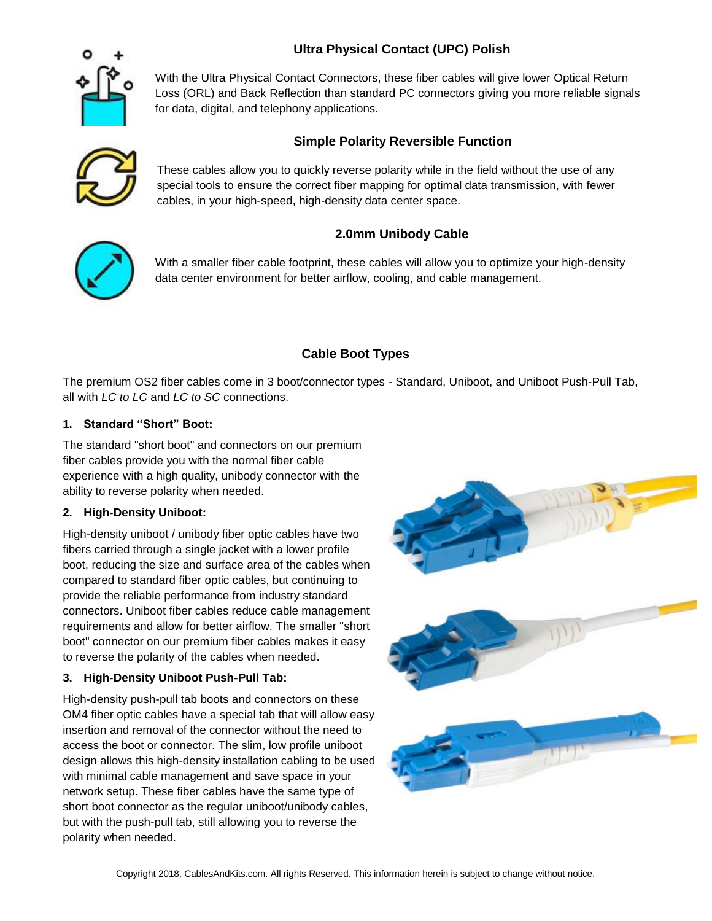## Ultra Physical Contact (UPC) Polish

With the Ultra Physical Contact Connectors, these fiber cables will give lower Optical Return Loss (ORL) and Back Reflection than standard PC connectors giving you more reliable signals for data, digital, and telephony applications.

## Simple Polarity Reversible Function

These cables allow you to quickly reverse polarity while in the field without the use of any special tools to ensure the correct fiber mapping for optimal data transmission, with fewer cables, in your high-speed, high-density data center space.

## 2.0mm Unibody Cable

With a smaller fiber cable footprint, these cables will allow you to optimize your high-density data center environment for better airflow, cooling, and cable management.

## Cable Boot Types

The premium OS2 fiber cables come in 3 boot/connector types - Standard, Uniboot, and Uniboot Push-Pull Tab, all with *LC to LC* and *LC to SC* connections.

1. **Standard "Short" Boot:**

The standard "short boot" and connectors on our premium fiber cables provide you with the normal fiber cable experience with a high quality, unibody connector with the ability to reverse polarity when needed.

2. **High-Density Uniboot:**

High-density uniboot / unibody fiber optic cables have two fibers carried through a single jacket with a lower profile boot, reducing the size and surface area of the cables when compared to standard fiber optic cables, but continuing to provide the reliable performance from industry standard connectors. Uniboot fiber cables reduce cable management requirements and allow for better airflow. The smaller "short boot" connector on our premium fiber cables makes it easy to reverse the polarity of the cables when needed.

3. **High-Density Uniboot Push-Pull Tab:**

High-density push-pull tab boots and connectors on these OM4 fiber optic cables have a special tab that will allow easy insertion and removal of the connector without the need to access the boot or connector. The slim, low profile uniboot design allows this high-density installation cabling to be used with minimal cable management and save space in your network setup. These fiber cables have the same type of short boot connector as the regular uniboot/unibody cables, but with the push-pull tab, still allowing you to reverse the polarity when needed.

Copyright 2018, CablesAndKits.com. All rights Reserved. This information herein is subject to change without notice.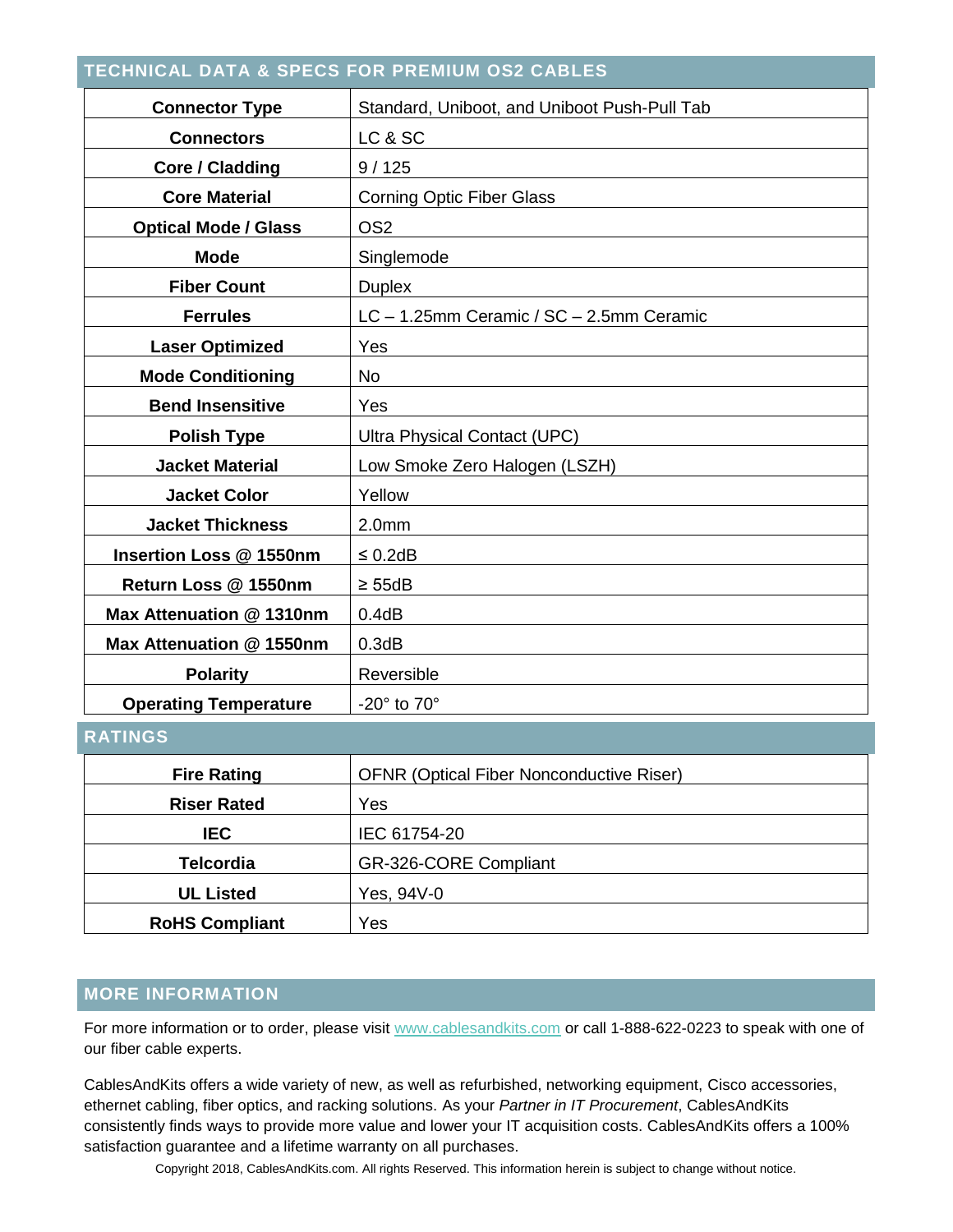## TECHNICAL DATA & SPECS FOR PREMIUM OS2 CABLES

| | |
|---|---|
| **Connector Type** | Standard, Uniboot, and Uniboot Push-Pull Tab |
| **Connectors** | LC & SC |
| **Core / Cladding** | 9 / 125 |
| **Core Material** | Corning Optic Fiber Glass |
| **Optical Mode / Glass** | OS2 |
| **Mode** | Singlemode |
| **Fiber Count** | Duplex |
| **Ferrules** | LC – 1.25mm Ceramic / SC – 2.5mm Ceramic |
| **Laser Optimized** | Yes |
| **Mode Conditioning** | No |
| **Bend Insensitive** | Yes |
| **Polish Type** | Ultra Physical Contact (UPC) |
| **Jacket Material** | Low Smoke Zero Halogen (LSZH) |
| **Jacket Color** | Yellow |
| **Jacket Thickness** | 2.0mm |
| **Insertion Loss @ 1550nm** | ≤ 0.2dB |
| **Return Loss @ 1550nm** | ≥ 55dB |
| **Max Attenuation @ 1310nm** | 0.4dB |
| **Max Attenuation @ 1550nm** | 0.3dB |
| **Polarity** | Reversible |
| **Operating Temperature** | -20° to 70° |

## RATINGS

| | |
|---|---|
| **Fire Rating** | OFNR (Optical Fiber Nonconductive Riser) |
| **Riser Rated** | Yes |
| **IEC** | IEC 61754-20 |
| **Telcordia** | GR-326-CORE Compliant |
| **UL Listed** | Yes, 94V-0 |
| **RoHS Compliant** | Yes |

## MORE INFORMATION

For more information or to order, please visit www.cablesandkits.com or call 1-888-622-0223 to speak with one of our fiber cable experts.

CablesAndKits offers a wide variety of new, as well as refurbished, networking equipment, Cisco accessories, ethernet cabling, fiber optics, and racking solutions. As your *Partner in IT Procurement*, CablesAndKits consistently finds ways to provide more value and lower your IT acquisition costs. CablesAndKits offers a 100% satisfaction guarantee and a lifetime warranty on all purchases.

Copyright 2018, CablesAndKits.com. All rights Reserved. This information herein is subject to change without notice.